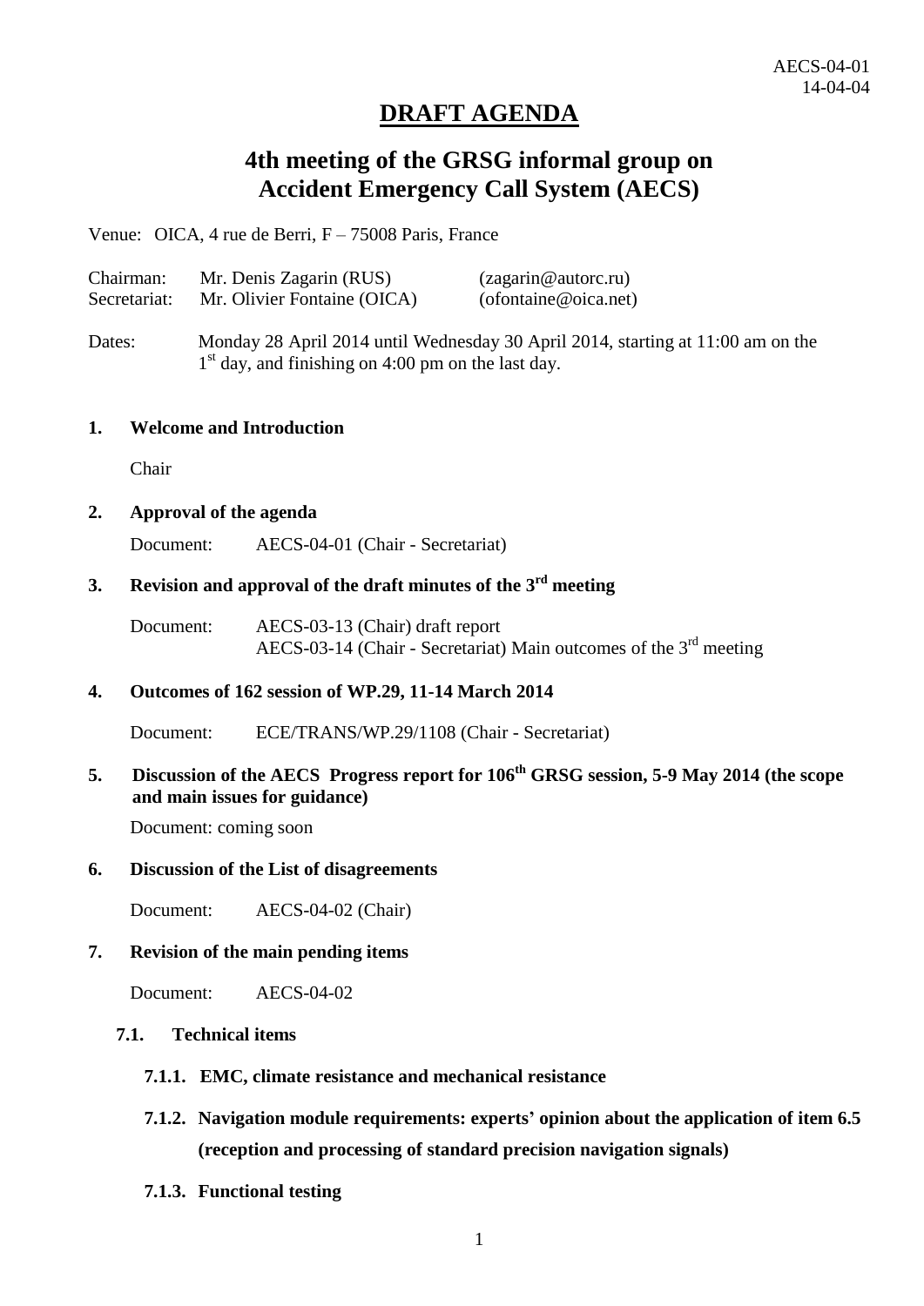AECS-04-01
14-04-04

# DRAFT AGENDA

## 4th meeting of the GRSG informal group on Accident Emergency Call System (AECS)

Venue: OICA, 4 rue de Berri, F – 75008 Paris, France

Chairman: Mr. Denis Zagarin (RUS) (zagarin@autorc.ru)
Secretariat: Mr. Olivier Fontaine (OICA) (ofontaine@oica.net)

Dates: Monday 28 April 2014 until Wednesday 30 April 2014, starting at 11:00 am on the 1st day, and finishing on 4:00 pm on the last day.

**1. Welcome and Introduction**

Chair

**2. Approval of the agenda**

Document: AECS-04-01 (Chair - Secretariat)

**3. Revision and approval of the draft minutes of the 3rd meeting**

Document: AECS-03-13 (Chair) draft report
AECS-03-14 (Chair - Secretariat) Main outcomes of the 3rd meeting

**4. Outcomes of 162 session of WP.29, 11-14 March 2014**

Document: ECE/TRANS/WP.29/1108 (Chair - Secretariat)

**5. Discussion of the AECS Progress report for 106th GRSG session, 5-9 May 2014 (the scope and main issues for guidance)**

Document: coming soon

**6. Discussion of the List of disagreements**

Document: AECS-04-02 (Chair)

**7. Revision of the main pending items**

Document: AECS-04-02

**7.1. Technical items**

**7.1.1. EMC, climate resistance and mechanical resistance**

**7.1.2. Navigation module requirements: experts' opinion about the application of item 6.5 (reception and processing of standard precision navigation signals)**

**7.1.3. Functional testing**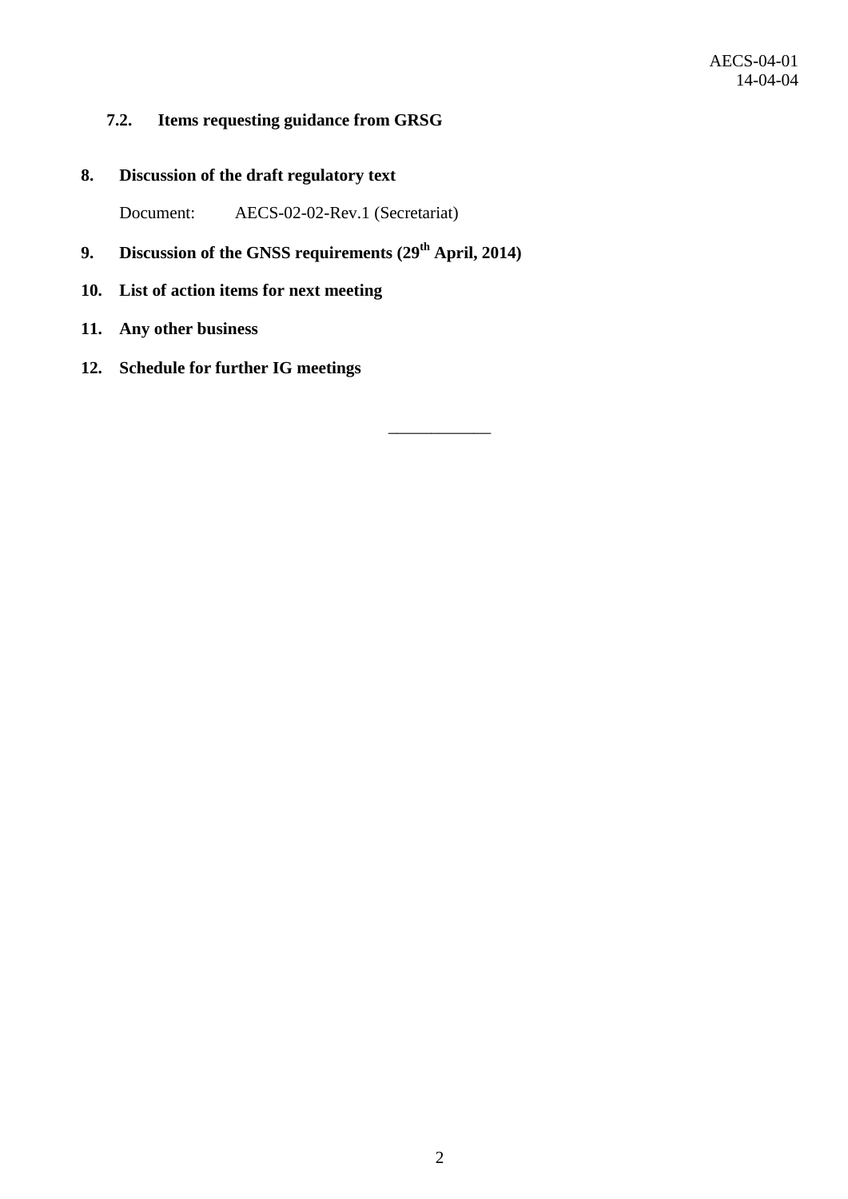### 7.2. Items requesting guidance from GRSG

## 8. Discussion of the draft regulatory text

Document: AECS-02-02-Rev.1 (Secretariat)

## 9. Discussion of the GNSS requirements (29th April, 2014)

## 10. List of action items for next meeting

## 11. Any other business

## 12. Schedule for further IG meetings

___________